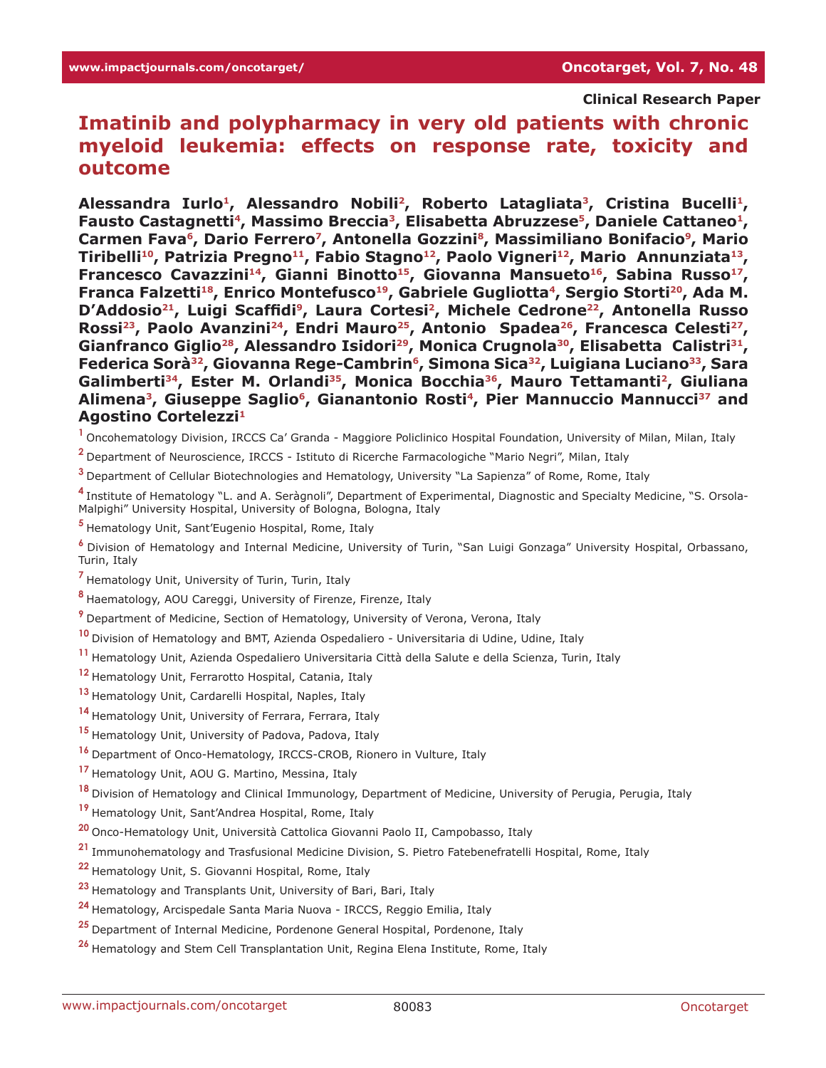Clinical Research Paper

# Imatinib and polypharmacy in very old patients with chronic myeloid leukemia: effects on response rate, toxicity and outcome

**Alessandra Iurlo[1], Alessandro Nobili[2], Roberto Latagliata[3], Cristina Bucelli[1], Fausto Castagnetti[4], Massimo Breccia[3], Elisabetta Abruzzese[5], Daniele Cattaneo[1], Carmen Fava[6], Dario Ferrero[7], Antonella Gozzini[8], Massimiliano Bonifacio[9], Mario Tiribelli[10], Patrizia Pregno[11], Fabio Stagno[12], Paolo Vigneri[12], Mario Annunziata[13], Francesco Cavazzini[14], Gianni Binotto[15], Giovanna Mansueto[16], Sabina Russo[17], Franca Falzetti[18], Enrico Montefusco[19], Gabriele Gugliotta[4], Sergio Storti[20], Ada M. D'Addosio[21], Luigi Scaffidi[9], Laura Cortesi[2], Michele Cedrone[22], Antonella Russo Rossi[23], Paolo Avanzini[24], Endri Mauro[25], Antonio Spadea[26], Francesca Celesti[27], Gianfranco Giglio[28], Alessandro Isidori[29], Monica Crugnola[30], Elisabetta Calistri[31], Federica Sorà[32], Giovanna Rege-Cambrin[6], Simona Sica[32], Luigiana Luciano[33], Sara Galimberti[34], Ester M. Orlandi[35], Monica Bocchia[36], Mauro Tettamanti[2], Giuliana Alimena[3], Giuseppe Saglio[6], Gianantonio Rosti[4], Pier Mannuccio Mannucci[37] and Agostino Cortelezzi[1]**

[1] Oncohematology Division, IRCCS Ca' Granda - Maggiore Policlinico Hospital Foundation, University of Milan, Milan, Italy

[2] Department of Neuroscience, IRCCS - Istituto di Ricerche Farmacologiche "Mario Negri", Milan, Italy

[3] Department of Cellular Biotechnologies and Hematology, University "La Sapienza" of Rome, Rome, Italy

[4] Institute of Hematology "L. and A. Seràgnoli", Department of Experimental, Diagnostic and Specialty Medicine, "S. Orsola-Malpighi" University Hospital, University of Bologna, Bologna, Italy

[5] Hematology Unit, Sant'Eugenio Hospital, Rome, Italy

[6] Division of Hematology and Internal Medicine, University of Turin, "San Luigi Gonzaga" University Hospital, Orbassano, Turin, Italy

[7] Hematology Unit, University of Turin, Turin, Italy

[8] Haematology, AOU Careggi, University of Firenze, Firenze, Italy

[9] Department of Medicine, Section of Hematology, University of Verona, Verona, Italy

[10] Division of Hematology and BMT, Azienda Ospedaliero - Universitaria di Udine, Udine, Italy

[11] Hematology Unit, Azienda Ospedaliero Universitaria Città della Salute e della Scienza, Turin, Italy

[12] Hematology Unit, Ferrarotto Hospital, Catania, Italy

[13] Hematology Unit, Cardarelli Hospital, Naples, Italy

[14] Hematology Unit, University of Ferrara, Ferrara, Italy

[15] Hematology Unit, University of Padova, Padova, Italy

[16] Department of Onco-Hematology, IRCCS-CROB, Rionero in Vulture, Italy

[17] Hematology Unit, AOU G. Martino, Messina, Italy

[18] Division of Hematology and Clinical Immunology, Department of Medicine, University of Perugia, Perugia, Italy

[19] Hematology Unit, Sant'Andrea Hospital, Rome, Italy

[20] Onco-Hematology Unit, Università Cattolica Giovanni Paolo II, Campobasso, Italy

[21] Immunohematology and Trasfusional Medicine Division, S. Pietro Fatebenefratelli Hospital, Rome, Italy

[22] Hematology Unit, S. Giovanni Hospital, Rome, Italy

[23] Hematology and Transplants Unit, University of Bari, Bari, Italy

[24] Hematology, Arcispedale Santa Maria Nuova - IRCCS, Reggio Emilia, Italy

[25] Department of Internal Medicine, Pordenone General Hospital, Pordenone, Italy

[26] Hematology and Stem Cell Transplantation Unit, Regina Elena Institute, Rome, Italy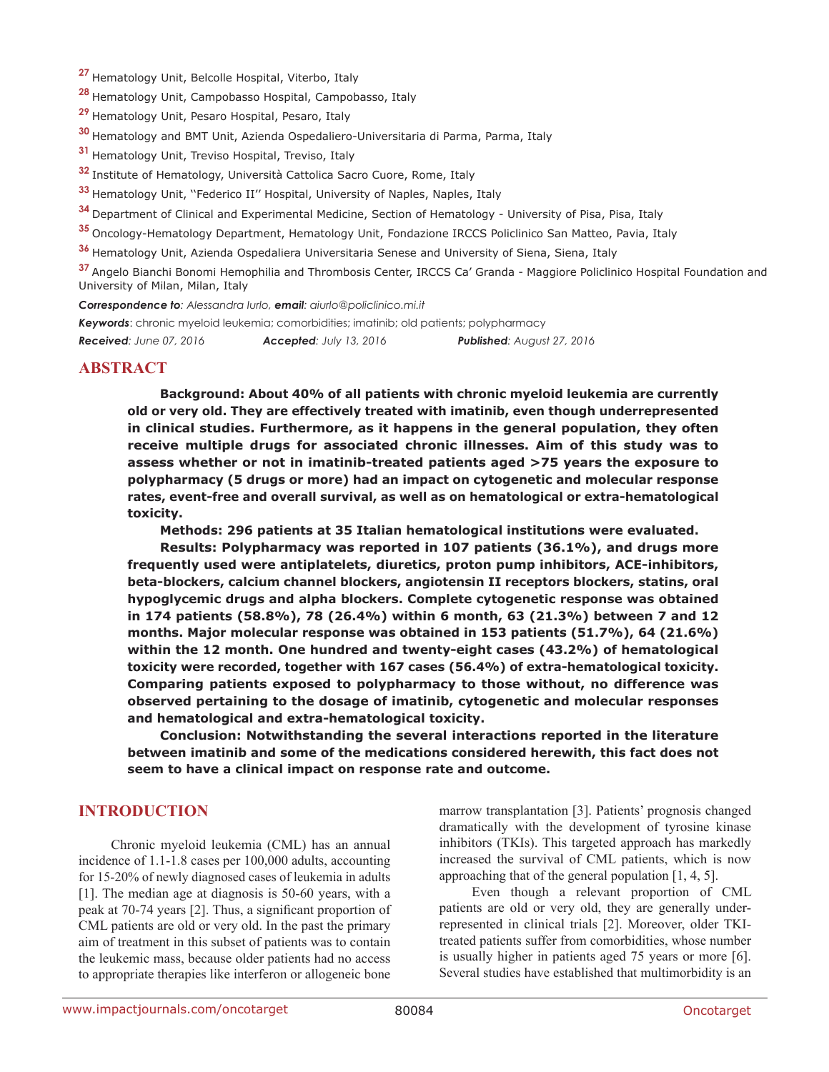[27] Hematology Unit, Belcolle Hospital, Viterbo, Italy

[28] Hematology Unit, Campobasso Hospital, Campobasso, Italy

[29] Hematology Unit, Pesaro Hospital, Pesaro, Italy

[30] Hematology and BMT Unit, Azienda Ospedaliero-Universitaria di Parma, Parma, Italy

[31] Hematology Unit, Treviso Hospital, Treviso, Italy

[32] Institute of Hematology, Università Cattolica Sacro Cuore, Rome, Italy

[33] Hematology Unit, ''Federico II'' Hospital, University of Naples, Naples, Italy

[34] Department of Clinical and Experimental Medicine, Section of Hematology - University of Pisa, Pisa, Italy

[35] Oncology-Hematology Department, Hematology Unit, Fondazione IRCCS Policlinico San Matteo, Pavia, Italy

[36] Hematology Unit, Azienda Ospedaliera Universitaria Senese and University of Siena, Siena, Italy

[37] Angelo Bianchi Bonomi Hemophilia and Thrombosis Center, IRCCS Ca' Granda - Maggiore Policlinico Hospital Foundation and University of Milan, Milan, Italy

***Correspondence to****: Alessandra Iurlo,* ***email****: aiurlo@policlinico.mi.it*

***Keywords***: chronic myeloid leukemia; comorbidities; imatinib; old patients; polypharmacy

***Received****: June 07, 2016* ***Accepted****: July 13, 2016* ***Published****: August 27, 2016*

## ABSTRACT

**Background: About 40% of all patients with chronic myeloid leukemia are currently old or very old. They are effectively treated with imatinib, even though underrepresented in clinical studies. Furthermore, as it happens in the general population, they often receive multiple drugs for associated chronic illnesses. Aim of this study was to assess whether or not in imatinib-treated patients aged >75 years the exposure to polypharmacy (5 drugs or more) had an impact on cytogenetic and molecular response rates, event-free and overall survival, as well as on hematological or extra-hematological toxicity.**

**Methods: 296 patients at 35 Italian hematological institutions were evaluated.**

**Results: Polypharmacy was reported in 107 patients (36.1%), and drugs more frequently used were antiplatelets, diuretics, proton pump inhibitors, ACE-inhibitors, beta-blockers, calcium channel blockers, angiotensin II receptors blockers, statins, oral hypoglycemic drugs and alpha blockers. Complete cytogenetic response was obtained in 174 patients (58.8%), 78 (26.4%) within 6 month, 63 (21.3%) between 7 and 12 months. Major molecular response was obtained in 153 patients (51.7%), 64 (21.6%) within the 12 month. One hundred and twenty-eight cases (43.2%) of hematological toxicity were recorded, together with 167 cases (56.4%) of extra-hematological toxicity. Comparing patients exposed to polypharmacy to those without, no difference was observed pertaining to the dosage of imatinib, cytogenetic and molecular responses and hematological and extra-hematological toxicity.**

**Conclusion: Notwithstanding the several interactions reported in the literature between imatinib and some of the medications considered herewith, this fact does not seem to have a clinical impact on response rate and outcome.**

## INTRODUCTION

Chronic myeloid leukemia (CML) has an annual incidence of 1.1-1.8 cases per 100,000 adults, accounting for 15-20% of newly diagnosed cases of leukemia in adults [1]. The median age at diagnosis is 50-60 years, with a peak at 70-74 years [2]. Thus, a significant proportion of CML patients are old or very old. In the past the primary aim of treatment in this subset of patients was to contain the leukemic mass, because older patients had no access to appropriate therapies like interferon or allogeneic bone marrow transplantation [3]. Patients' prognosis changed dramatically with the development of tyrosine kinase inhibitors (TKIs). This targeted approach has markedly increased the survival of CML patients, which is now approaching that of the general population [1, 4, 5].

Even though a relevant proportion of CML patients are old or very old, they are generally under-represented in clinical trials [2]. Moreover, older TKI-treated patients suffer from comorbidities, whose number is usually higher in patients aged 75 years or more [6]. Several studies have established that multimorbidity is an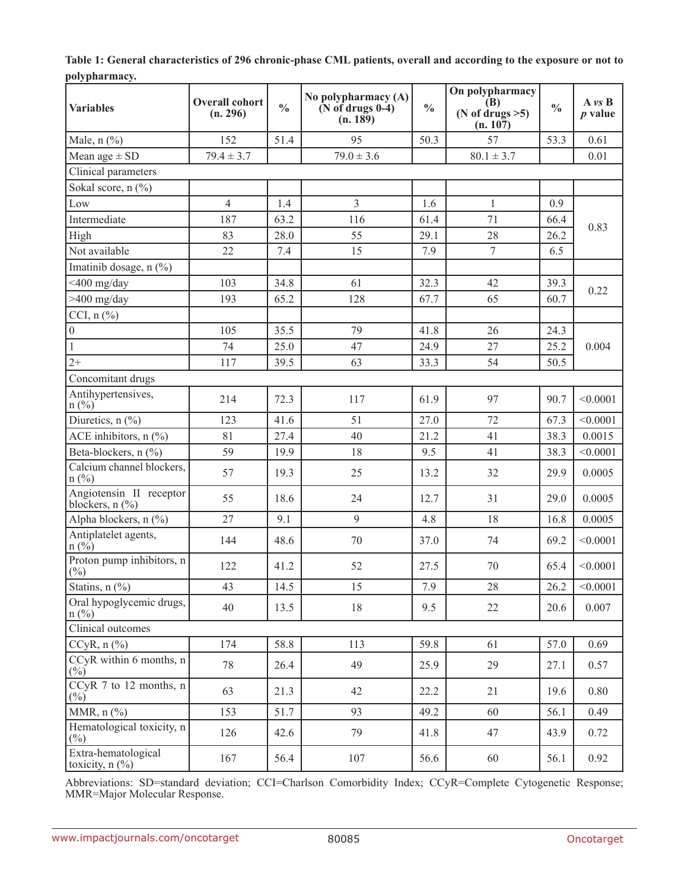**Table 1: General characteristics of 296 chronic-phase CML patients, overall and according to the exposure or not to polypharmacy.**

| Variables | Overall cohort (n. 296) | % | No polypharmacy (A) (N of drugs 0-4) (n. 189) | % | On polypharmacy (B) (N of drugs >5) (n. 107) | % | A *vs* B *p* value |
|---|---|---|---|---|---|---|---|
| Male, n (%) | 152 | 51.4 | 95 | 50.3 | 57 | 53.3 | 0.61 |
| Mean age ± SD | 79.4 ± 3.7 | | 79.0 ± 3.6 | | 80.1 ± 3.7 | | 0.01 |
| Clinical parameters | | | | | | | |
| Sokal score, n (%) | | | | | | | |
| Low | 4 | 1.4 | 3 | 1.6 | 1 | 0.9 | 0.83 |
| Intermediate | 187 | 63.2 | 116 | 61.4 | 71 | 66.4 | |
| High | 83 | 28.0 | 55 | 29.1 | 28 | 26.2 | |
| Not available | 22 | 7.4 | 15 | 7.9 | 7 | 6.5 | |
| Imatinib dosage, n (%) | | | | | | | |
| <400 mg/day | 103 | 34.8 | 61 | 32.3 | 42 | 39.3 | 0.22 |
| >400 mg/day | 193 | 65.2 | 128 | 67.7 | 65 | 60.7 | |
| CCI, n (%) | | | | | | | |
| 0 | 105 | 35.5 | 79 | 41.8 | 26 | 24.3 | 0.004 |
| 1 | 74 | 25.0 | 47 | 24.9 | 27 | 25.2 | |
| 2+ | 117 | 39.5 | 63 | 33.3 | 54 | 50.5 | |
| Concomitant drugs | | | | | | | |
| Antihypertensives, n (%) | 214 | 72.3 | 117 | 61.9 | 97 | 90.7 | <0.0001 |
| Diuretics, n (%) | 123 | 41.6 | 51 | 27.0 | 72 | 67.3 | <0.0001 |
| ACE inhibitors, n (%) | 81 | 27.4 | 40 | 21.2 | 41 | 38.3 | 0.0015 |
| Beta-blockers, n (%) | 59 | 19.9 | 18 | 9.5 | 41 | 38.3 | <0.0001 |
| Calcium channel blockers, n (%) | 57 | 19.3 | 25 | 13.2 | 32 | 29.9 | 0.0005 |
| Angiotensin II receptor blockers, n (%) | 55 | 18.6 | 24 | 12.7 | 31 | 29.0 | 0.0005 |
| Alpha blockers, n (%) | 27 | 9.1 | 9 | 4.8 | 18 | 16.8 | 0.0005 |
| Antiplatelet agents, n (%) | 144 | 48.6 | 70 | 37.0 | 74 | 69.2 | <0.0001 |
| Proton pump inhibitors, n (%) | 122 | 41.2 | 52 | 27.5 | 70 | 65.4 | <0.0001 |
| Statins, n (%) | 43 | 14.5 | 15 | 7.9 | 28 | 26.2 | <0.0001 |
| Oral hypoglycemic drugs, n (%) | 40 | 13.5 | 18 | 9.5 | 22 | 20.6 | 0.007 |
| Clinical outcomes | | | | | | | |
| CCyR, n (%) | 174 | 58.8 | 113 | 59.8 | 61 | 57.0 | 0.69 |
| CCyR within 6 months, n (%) | 78 | 26.4 | 49 | 25.9 | 29 | 27.1 | 0.57 |
| CCyR 7 to 12 months, n (%) | 63 | 21.3 | 42 | 22.2 | 21 | 19.6 | 0.80 |
| MMR, n (%) | 153 | 51.7 | 93 | 49.2 | 60 | 56.1 | 0.49 |
| Hematological toxicity, n (%) | 126 | 42.6 | 79 | 41.8 | 47 | 43.9 | 0.72 |
| Extra-hematological toxicity, n (%) | 167 | 56.4 | 107 | 56.6 | 60 | 56.1 | 0.92 |

Abbreviations: SD=standard deviation; CCI=Charlson Comorbidity Index; CCyR=Complete Cytogenetic Response; MMR=Major Molecular Response.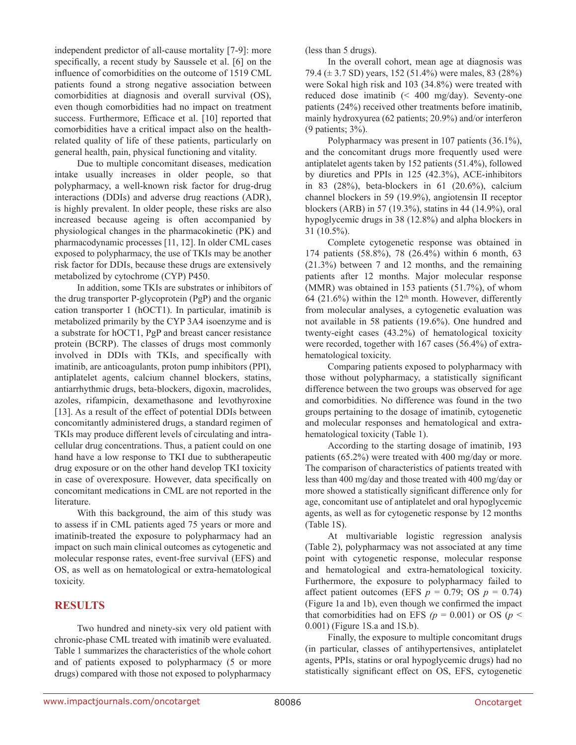independent predictor of all-cause mortality [7-9]: more specifically, a recent study by Saussele et al. [6] on the influence of comorbidities on the outcome of 1519 CML patients found a strong negative association between comorbidities at diagnosis and overall survival (OS), even though comorbidities had no impact on treatment success. Furthermore, Efficace et al. [10] reported that comorbidities have a critical impact also on the health-related quality of life of these patients, particularly on general health, pain, physical functioning and vitality.

Due to multiple concomitant diseases, medication intake usually increases in older people, so that polypharmacy, a well-known risk factor for drug-drug interactions (DDIs) and adverse drug reactions (ADR), is highly prevalent. In older people, these risks are also increased because ageing is often accompanied by physiological changes in the pharmacokinetic (PK) and pharmacodynamic processes [11, 12]. In older CML cases exposed to polypharmacy, the use of TKIs may be another risk factor for DDIs, because these drugs are extensively metabolized by cytochrome (CYP) P450.

In addition, some TKIs are substrates or inhibitors of the drug transporter P-glycoprotein (PgP) and the organic cation transporter 1 (hOCT1). In particular, imatinib is metabolized primarily by the CYP 3A4 isoenzyme and is a substrate for hOCT1, PgP and breast cancer resistance protein (BCRP). The classes of drugs most commonly involved in DDIs with TKIs, and specifically with imatinib, are anticoagulants, proton pump inhibitors (PPI), antiplatelet agents, calcium channel blockers, statins, antiarrhythmic drugs, beta-blockers, digoxin, macrolides, azoles, rifampicin, dexamethasone and levothyroxine [13]. As a result of the effect of potential DDIs between concomitantly administered drugs, a standard regimen of TKIs may produce different levels of circulating and intra-cellular drug concentrations. Thus, a patient could on one hand have a low response to TKI due to subtherapeutic drug exposure or on the other hand develop TKI toxicity in case of overexposure. However, data specifically on concomitant medications in CML are not reported in the literature.

With this background, the aim of this study was to assess if in CML patients aged 75 years or more and imatinib-treated the exposure to polypharmacy had an impact on such main clinical outcomes as cytogenetic and molecular response rates, event-free survival (EFS) and OS, as well as on hematological or extra-hematological toxicity.

## RESULTS

Two hundred and ninety-six very old patient with chronic-phase CML treated with imatinib were evaluated. Table 1 summarizes the characteristics of the whole cohort and of patients exposed to polypharmacy (5 or more drugs) compared with those not exposed to polypharmacy (less than 5 drugs).

In the overall cohort, mean age at diagnosis was 79.4 (± 3.7 SD) years, 152 (51.4%) were males, 83 (28%) were Sokal high risk and 103 (34.8%) were treated with reduced dose imatinib (< 400 mg/day). Seventy-one patients (24%) received other treatments before imatinib, mainly hydroxyurea (62 patients; 20.9%) and/or interferon (9 patients; 3%).

Polypharmacy was present in 107 patients (36.1%), and the concomitant drugs more frequently used were antiplatelet agents taken by 152 patients (51.4%), followed by diuretics and PPIs in 125 (42.3%), ACE-inhibitors in 83 (28%), beta-blockers in 61 (20.6%), calcium channel blockers in 59 (19.9%), angiotensin II receptor blockers (ARB) in 57 (19.3%), statins in 44 (14.9%), oral hypoglycemic drugs in 38 (12.8%) and alpha blockers in 31 (10.5%).

Complete cytogenetic response was obtained in 174 patients (58.8%), 78 (26.4%) within 6 month, 63 (21.3%) between 7 and 12 months, and the remaining patients after 12 months. Major molecular response (MMR) was obtained in 153 patients (51.7%), of whom 64 (21.6%) within the 12[th] month. However, differently from molecular analyses, a cytogenetic evaluation was not available in 58 patients (19.6%). One hundred and twenty-eight cases (43.2%) of hematological toxicity were recorded, together with 167 cases (56.4%) of extra-hematological toxicity.

Comparing patients exposed to polypharmacy with those without polypharmacy, a statistically significant difference between the two groups was observed for age and comorbidities. No difference was found in the two groups pertaining to the dosage of imatinib, cytogenetic and molecular responses and hematological and extra-hematological toxicity (Table 1).

According to the starting dosage of imatinib, 193 patients (65.2%) were treated with 400 mg/day or more. The comparison of characteristics of patients treated with less than 400 mg/day and those treated with 400 mg/day or more showed a statistically significant difference only for age, concomitant use of antiplatelet and oral hypoglycemic agents, as well as for cytogenetic response by 12 months (Table 1S).

At multivariable logistic regression analysis (Table 2), polypharmacy was not associated at any time point with cytogenetic response, molecular response and hematological and extra-hematological toxicity. Furthermore, the exposure to polypharmacy failed to affect patient outcomes (EFS $p = 0.79$; OS $p = 0.74$) (Figure 1a and 1b), even though we confirmed the impact that comorbidities had on EFS ($p = 0.001$) or OS ($p < 0.001$) (Figure 1S.a and 1S.b).

Finally, the exposure to multiple concomitant drugs (in particular, classes of antihypertensives, antiplatelet agents, PPIs, statins or oral hypoglycemic drugs) had no statistically significant effect on OS, EFS, cytogenetic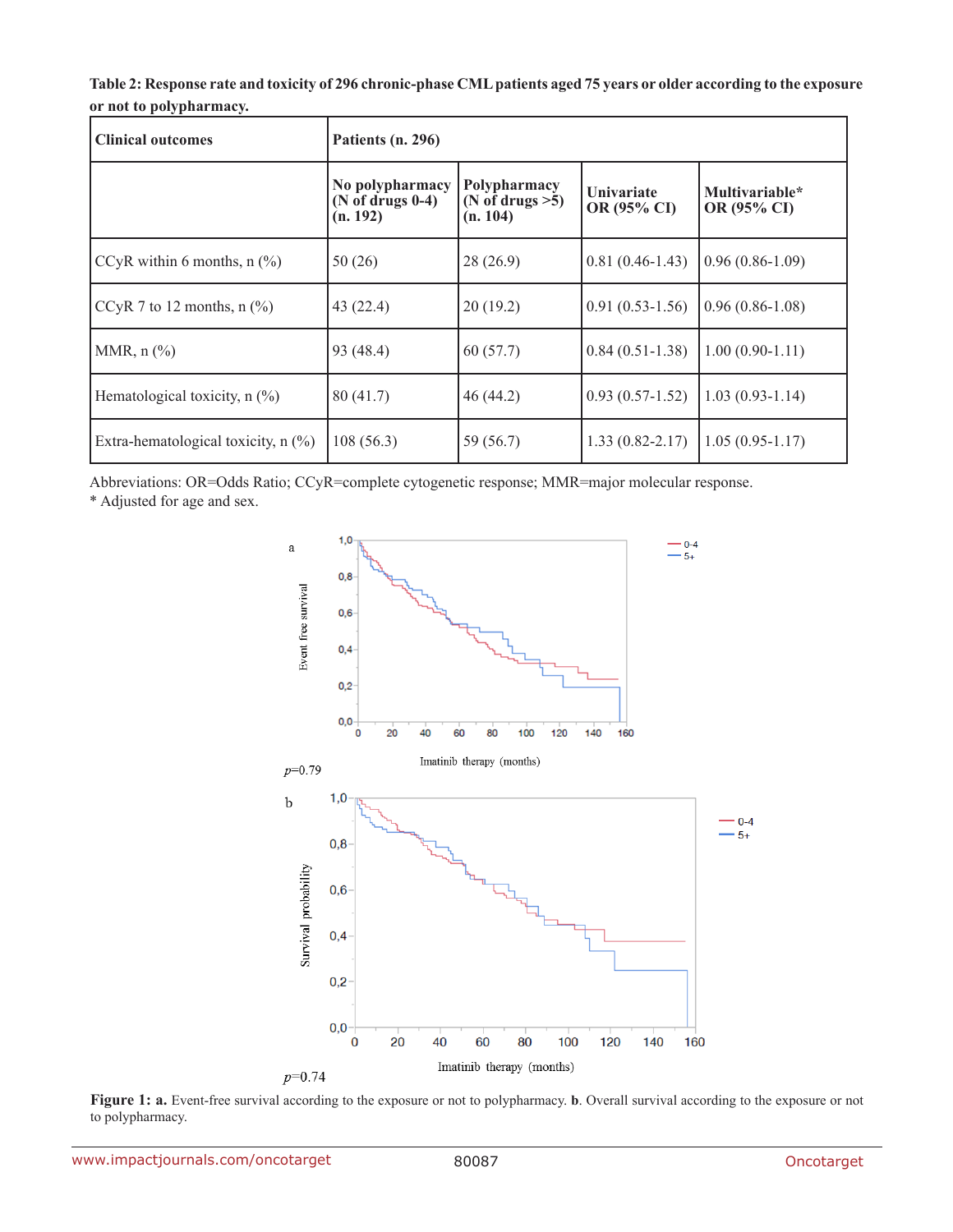**Table 2: Response rate and toxicity of 296 chronic-phase CML patients aged 75 years or older according to the exposure or not to polypharmacy.**

| Clinical outcomes | Patients (n. 296) | | | |
|---|---|---|---|---|
| | No polypharmacy (N of drugs 0-4) (n. 192) | Polypharmacy (N of drugs >5) (n. 104) | Univariate OR (95% CI) | Multivariable* OR (95% CI) |
| CCyR within 6 months, n (%) | 50 (26) | 28 (26.9) | 0.81 (0.46-1.43) | 0.96 (0.86-1.09) |
| CCyR 7 to 12 months, n (%) | 43 (22.4) | 20 (19.2) | 0.91 (0.53-1.56) | 0.96 (0.86-1.08) |
| MMR, n (%) | 93 (48.4) | 60 (57.7) | 0.84 (0.51-1.38) | 1.00 (0.90-1.11) |
| Hematological toxicity, n (%) | 80 (41.7) | 46 (44.2) | 0.93 (0.57-1.52) | 1.03 (0.93-1.14) |
| Extra-hematological toxicity, n (%) | 108 (56.3) | 59 (56.7) | 1.33 (0.82-2.17) | 1.05 (0.95-1.17) |

Abbreviations: OR=Odds Ratio; CCyR=complete cytogenetic response; MMR=major molecular response.
\* Adjusted for age and sex.

*p*=0.79

*p*=0.74

**Figure 1: a.** Event-free survival according to the exposure or not to polypharmacy. **b**. Overall survival according to the exposure or not to polypharmacy.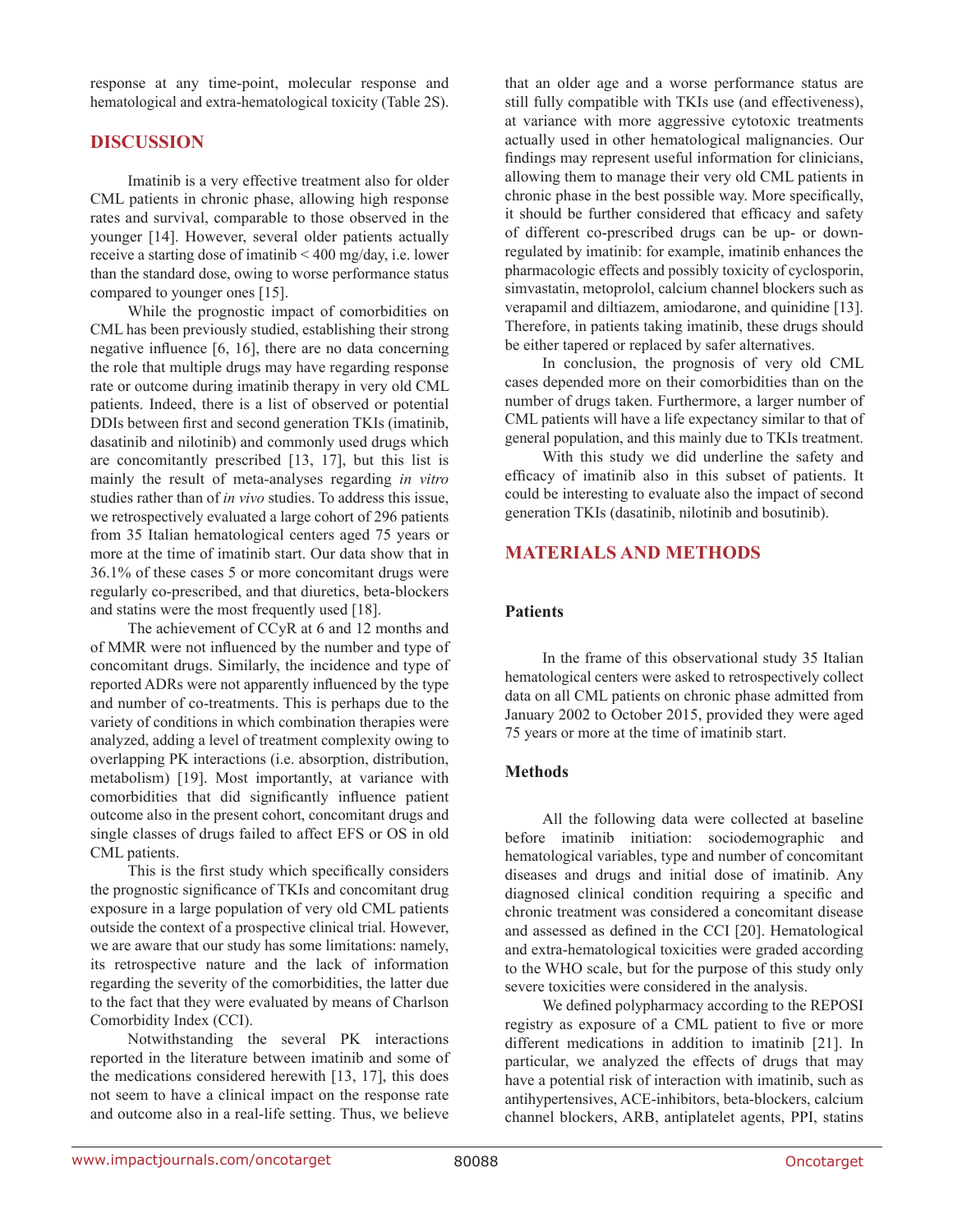response at any time-point, molecular response and hematological and extra-hematological toxicity (Table 2S).

## DISCUSSION

Imatinib is a very effective treatment also for older CML patients in chronic phase, allowing high response rates and survival, comparable to those observed in the younger [14]. However, several older patients actually receive a starting dose of imatinib < 400 mg/day, i.e. lower than the standard dose, owing to worse performance status compared to younger ones [15].

While the prognostic impact of comorbidities on CML has been previously studied, establishing their strong negative influence [6, 16], there are no data concerning the role that multiple drugs may have regarding response rate or outcome during imatinib therapy in very old CML patients. Indeed, there is a list of observed or potential DDIs between first and second generation TKIs (imatinib, dasatinib and nilotinib) and commonly used drugs which are concomitantly prescribed [13, 17], but this list is mainly the result of meta-analyses regarding *in vitro* studies rather than of *in vivo* studies. To address this issue, we retrospectively evaluated a large cohort of 296 patients from 35 Italian hematological centers aged 75 years or more at the time of imatinib start. Our data show that in 36.1% of these cases 5 or more concomitant drugs were regularly co-prescribed, and that diuretics, beta-blockers and statins were the most frequently used [18].

The achievement of CCyR at 6 and 12 months and of MMR were not influenced by the number and type of concomitant drugs. Similarly, the incidence and type of reported ADRs were not apparently influenced by the type and number of co-treatments. This is perhaps due to the variety of conditions in which combination therapies were analyzed, adding a level of treatment complexity owing to overlapping PK interactions (i.e. absorption, distribution, metabolism) [19]. Most importantly, at variance with comorbidities that did significantly influence patient outcome also in the present cohort, concomitant drugs and single classes of drugs failed to affect EFS or OS in old CML patients.

This is the first study which specifically considers the prognostic significance of TKIs and concomitant drug exposure in a large population of very old CML patients outside the context of a prospective clinical trial. However, we are aware that our study has some limitations: namely, its retrospective nature and the lack of information regarding the severity of the comorbidities, the latter due to the fact that they were evaluated by means of Charlson Comorbidity Index (CCI).

Notwithstanding the several PK interactions reported in the literature between imatinib and some of the medications considered herewith [13, 17], this does not seem to have a clinical impact on the response rate and outcome also in a real-life setting. Thus, we believe that an older age and a worse performance status are still fully compatible with TKIs use (and effectiveness), at variance with more aggressive cytotoxic treatments actually used in other hematological malignancies. Our findings may represent useful information for clinicians, allowing them to manage their very old CML patients in chronic phase in the best possible way. More specifically, it should be further considered that efficacy and safety of different co-prescribed drugs can be up- or down-regulated by imatinib: for example, imatinib enhances the pharmacologic effects and possibly toxicity of cyclosporin, simvastatin, metoprolol, calcium channel blockers such as verapamil and diltiazem, amiodarone, and quinidine [13]. Therefore, in patients taking imatinib, these drugs should be either tapered or replaced by safer alternatives.

In conclusion, the prognosis of very old CML cases depended more on their comorbidities than on the number of drugs taken. Furthermore, a larger number of CML patients will have a life expectancy similar to that of general population, and this mainly due to TKIs treatment.

With this study we did underline the safety and efficacy of imatinib also in this subset of patients. It could be interesting to evaluate also the impact of second generation TKIs (dasatinib, nilotinib and bosutinib).

## MATERIALS AND METHODS

### Patients

In the frame of this observational study 35 Italian hematological centers were asked to retrospectively collect data on all CML patients on chronic phase admitted from January 2002 to October 2015, provided they were aged 75 years or more at the time of imatinib start.

### Methods

All the following data were collected at baseline before imatinib initiation: sociodemographic and hematological variables, type and number of concomitant diseases and drugs and initial dose of imatinib. Any diagnosed clinical condition requiring a specific and chronic treatment was considered a concomitant disease and assessed as defined in the CCI [20]. Hematological and extra-hematological toxicities were graded according to the WHO scale, but for the purpose of this study only severe toxicities were considered in the analysis.

We defined polypharmacy according to the REPOSI registry as exposure of a CML patient to five or more different medications in addition to imatinib [21]. In particular, we analyzed the effects of drugs that may have a potential risk of interaction with imatinib, such as antihypertensives, ACE-inhibitors, beta-blockers, calcium channel blockers, ARB, antiplatelet agents, PPI, statins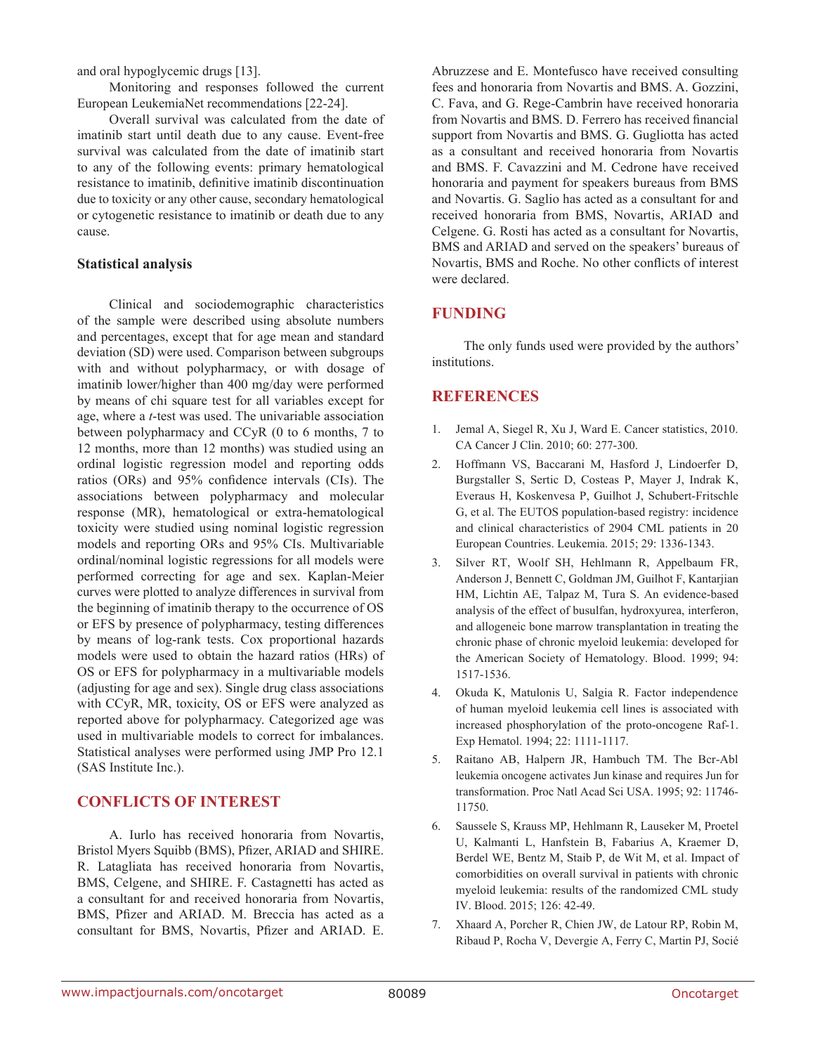and oral hypoglycemic drugs [13].

Monitoring and responses followed the current European LeukemiaNet recommendations [22-24].

Overall survival was calculated from the date of imatinib start until death due to any cause. Event-free survival was calculated from the date of imatinib start to any of the following events: primary hematological resistance to imatinib, definitive imatinib discontinuation due to toxicity or any other cause, secondary hematological or cytogenetic resistance to imatinib or death due to any cause.

### Statistical analysis

Clinical and sociodemographic characteristics of the sample were described using absolute numbers and percentages, except that for age mean and standard deviation (SD) were used. Comparison between subgroups with and without polypharmacy, or with dosage of imatinib lower/higher than 400 mg/day were performed by means of chi square test for all variables except for age, where a *t*-test was used. The univariable association between polypharmacy and CCyR (0 to 6 months, 7 to 12 months, more than 12 months) was studied using an ordinal logistic regression model and reporting odds ratios (ORs) and 95% confidence intervals (CIs). The associations between polypharmacy and molecular response (MR), hematological or extra-hematological toxicity were studied using nominal logistic regression models and reporting ORs and 95% CIs. Multivariable ordinal/nominal logistic regressions for all models were performed correcting for age and sex. Kaplan-Meier curves were plotted to analyze differences in survival from the beginning of imatinib therapy to the occurrence of OS or EFS by presence of polypharmacy, testing differences by means of log-rank tests. Cox proportional hazards models were used to obtain the hazard ratios (HRs) of OS or EFS for polypharmacy in a multivariable models (adjusting for age and sex). Single drug class associations with CCyR, MR, toxicity, OS or EFS were analyzed as reported above for polypharmacy. Categorized age was used in multivariable models to correct for imbalances. Statistical analyses were performed using JMP Pro 12.1 (SAS Institute Inc.).

## CONFLICTS OF INTEREST

A. Iurlo has received honoraria from Novartis, Bristol Myers Squibb (BMS), Pfizer, ARIAD and SHIRE. R. Latagliata has received honoraria from Novartis, BMS, Celgene, and SHIRE. F. Castagnetti has acted as a consultant for and received honoraria from Novartis, BMS, Pfizer and ARIAD. M. Breccia has acted as a consultant for BMS, Novartis, Pfizer and ARIAD. E. Abruzzese and E. Montefusco have received consulting fees and honoraria from Novartis and BMS. A. Gozzini, C. Fava, and G. Rege-Cambrin have received honoraria from Novartis and BMS. D. Ferrero has received financial support from Novartis and BMS. G. Gugliotta has acted as a consultant and received honoraria from Novartis and BMS. F. Cavazzini and M. Cedrone have received honoraria and payment for speakers bureaus from BMS and Novartis. G. Saglio has acted as a consultant for and received honoraria from BMS, Novartis, ARIAD and Celgene. G. Rosti has acted as a consultant for Novartis, BMS and ARIAD and served on the speakers' bureaus of Novartis, BMS and Roche. No other conflicts of interest were declared.

## FUNDING

The only funds used were provided by the authors' institutions.

## REFERENCES

1. Jemal A, Siegel R, Xu J, Ward E. Cancer statistics, 2010. CA Cancer J Clin. 2010; 60: 277-300.
2. Hoffmann VS, Baccarani M, Hasford J, Lindoerfer D, Burgstaller S, Sertic D, Costeas P, Mayer J, Indrak K, Everaus H, Koskenvesa P, Guilhot J, Schubert-Fritschle G, et al. The EUTOS population-based registry: incidence and clinical characteristics of 2904 CML patients in 20 European Countries. Leukemia. 2015; 29: 1336-1343.
3. Silver RT, Woolf SH, Hehlmann R, Appelbaum FR, Anderson J, Bennett C, Goldman JM, Guilhot F, Kantarjian HM, Lichtin AE, Talpaz M, Tura S. An evidence-based analysis of the effect of busulfan, hydroxyurea, interferon, and allogeneic bone marrow transplantation in treating the chronic phase of chronic myeloid leukemia: developed for the American Society of Hematology. Blood. 1999; 94: 1517-1536.
4. Okuda K, Matulonis U, Salgia R. Factor independence of human myeloid leukemia cell lines is associated with increased phosphorylation of the proto-oncogene Raf-1. Exp Hematol. 1994; 22: 1111-1117.
5. Raitano AB, Halpern JR, Hambuch TM. The Bcr-Abl leukemia oncogene activates Jun kinase and requires Jun for transformation. Proc Natl Acad Sci USA. 1995; 92: 11746-11750.
6. Saussele S, Krauss MP, Hehlmann R, Lauseker M, Proetel U, Kalmanti L, Hanfstein B, Fabarius A, Kraemer D, Berdel WE, Bentz M, Staib P, de Wit M, et al. Impact of comorbidities on overall survival in patients with chronic myeloid leukemia: results of the randomized CML study IV. Blood. 2015; 126: 42-49.
7. Xhaard A, Porcher R, Chien JW, de Latour RP, Robin M, Ribaud P, Rocha V, Devergie A, Ferry C, Martin PJ, Socié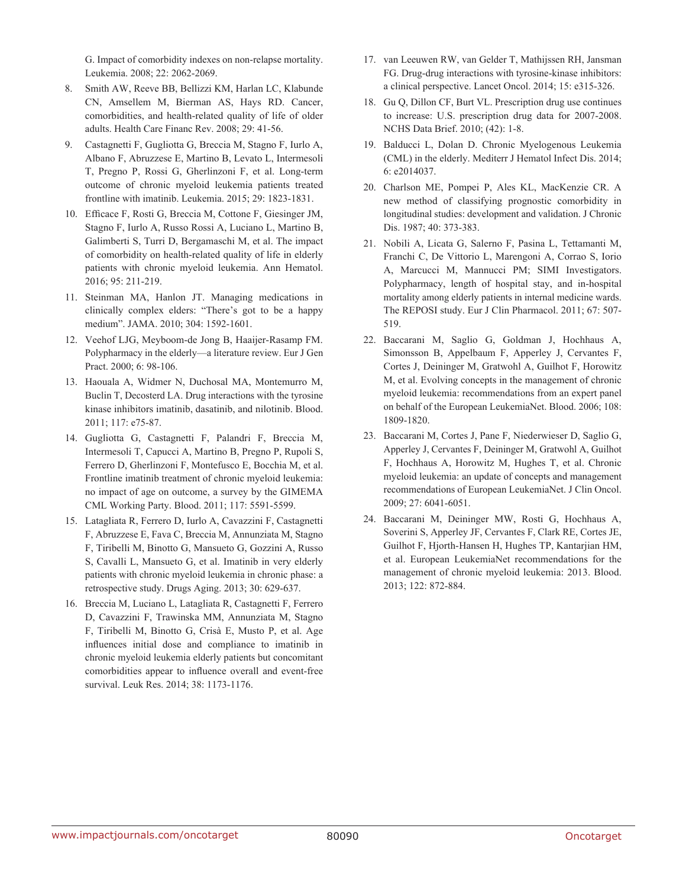G. Impact of comorbidity indexes on non-relapse mortality. Leukemia. 2008; 22: 2062-2069.

8. Smith AW, Reeve BB, Bellizzi KM, Harlan LC, Klabunde CN, Amsellem M, Bierman AS, Hays RD. Cancer, comorbidities, and health-related quality of life of older adults. Health Care Financ Rev. 2008; 29: 41-56.

9. Castagnetti F, Gugliotta G, Breccia M, Stagno F, Iurlo A, Albano F, Abruzzese E, Martino B, Levato L, Intermesoli T, Pregno P, Rossi G, Gherlinzoni F, et al. Long-term outcome of chronic myeloid leukemia patients treated frontline with imatinib. Leukemia. 2015; 29: 1823-1831.

10. Efficace F, Rosti G, Breccia M, Cottone F, Giesinger JM, Stagno F, Iurlo A, Russo Rossi A, Luciano L, Martino B, Galimberti S, Turri D, Bergamaschi M, et al. The impact of comorbidity on health-related quality of life in elderly patients with chronic myeloid leukemia. Ann Hematol. 2016; 95: 211-219.

11. Steinman MA, Hanlon JT. Managing medications in clinically complex elders: "There's got to be a happy medium". JAMA. 2010; 304: 1592-1601.

12. Veehof LJG, Meyboom-de Jong B, Haaijer-Rasamp FM. Polypharmacy in the elderly—a literature review. Eur J Gen Pract. 2000; 6: 98-106.

13. Haouala A, Widmer N, Duchosal MA, Montemurro M, Buclin T, Decosterd LA. Drug interactions with the tyrosine kinase inhibitors imatinib, dasatinib, and nilotinib. Blood. 2011; 117: e75-87.

14. Gugliotta G, Castagnetti F, Palandri F, Breccia M, Intermesoli T, Capucci A, Martino B, Pregno P, Rupoli S, Ferrero D, Gherlinzoni F, Montefusco E, Bocchia M, et al. Frontline imatinib treatment of chronic myeloid leukemia: no impact of age on outcome, a survey by the GIMEMA CML Working Party. Blood. 2011; 117: 5591-5599.

15. Latagliata R, Ferrero D, Iurlo A, Cavazzini F, Castagnetti F, Abruzzese E, Fava C, Breccia M, Annunziata M, Stagno F, Tiribelli M, Binotto G, Mansueto G, Gozzini A, Russo S, Cavalli L, Mansueto G, et al. Imatinib in very elderly patients with chronic myeloid leukemia in chronic phase: a retrospective study. Drugs Aging. 2013; 30: 629-637.

16. Breccia M, Luciano L, Latagliata R, Castagnetti F, Ferrero D, Cavazzini F, Trawinska MM, Annunziata M, Stagno F, Tiribelli M, Binotto G, Crisà E, Musto P, et al. Age influences initial dose and compliance to imatinib in chronic myeloid leukemia elderly patients but concomitant comorbidities appear to influence overall and event-free survival. Leuk Res. 2014; 38: 1173-1176.

17. van Leeuwen RW, van Gelder T, Mathijssen RH, Jansman FG. Drug-drug interactions with tyrosine-kinase inhibitors: a clinical perspective. Lancet Oncol. 2014; 15: e315-326.

18. Gu Q, Dillon CF, Burt VL. Prescription drug use continues to increase: U.S. prescription drug data for 2007-2008. NCHS Data Brief. 2010; (42): 1-8.

19. Balducci L, Dolan D. Chronic Myelogenous Leukemia (CML) in the elderly. Mediterr J Hematol Infect Dis. 2014; 6: e2014037.

20. Charlson ME, Pompei P, Ales KL, MacKenzie CR. A new method of classifying prognostic comorbidity in longitudinal studies: development and validation. J Chronic Dis. 1987; 40: 373-383.

21. Nobili A, Licata G, Salerno F, Pasina L, Tettamanti M, Franchi C, De Vittorio L, Marengoni A, Corrao S, Iorio A, Marcucci M, Mannucci PM; SIMI Investigators. Polypharmacy, length of hospital stay, and in-hospital mortality among elderly patients in internal medicine wards. The REPOSI study. Eur J Clin Pharmacol. 2011; 67: 507-519.

22. Baccarani M, Saglio G, Goldman J, Hochhaus A, Simonsson B, Appelbaum F, Apperley J, Cervantes F, Cortes J, Deininger M, Gratwohl A, Guilhot F, Horowitz M, et al. Evolving concepts in the management of chronic myeloid leukemia: recommendations from an expert panel on behalf of the European LeukemiaNet. Blood. 2006; 108: 1809-1820.

23. Baccarani M, Cortes J, Pane F, Niederwieser D, Saglio G, Apperley J, Cervantes F, Deininger M, Gratwohl A, Guilhot F, Hochhaus A, Horowitz M, Hughes T, et al. Chronic myeloid leukemia: an update of concepts and management recommendations of European LeukemiaNet. J Clin Oncol. 2009; 27: 6041-6051.

24. Baccarani M, Deininger MW, Rosti G, Hochhaus A, Soverini S, Apperley JF, Cervantes F, Clark RE, Cortes JE, Guilhot F, Hjorth-Hansen H, Hughes TP, Kantarjian HM, et al. European LeukemiaNet recommendations for the management of chronic myeloid leukemia: 2013. Blood. 2013; 122: 872-884.